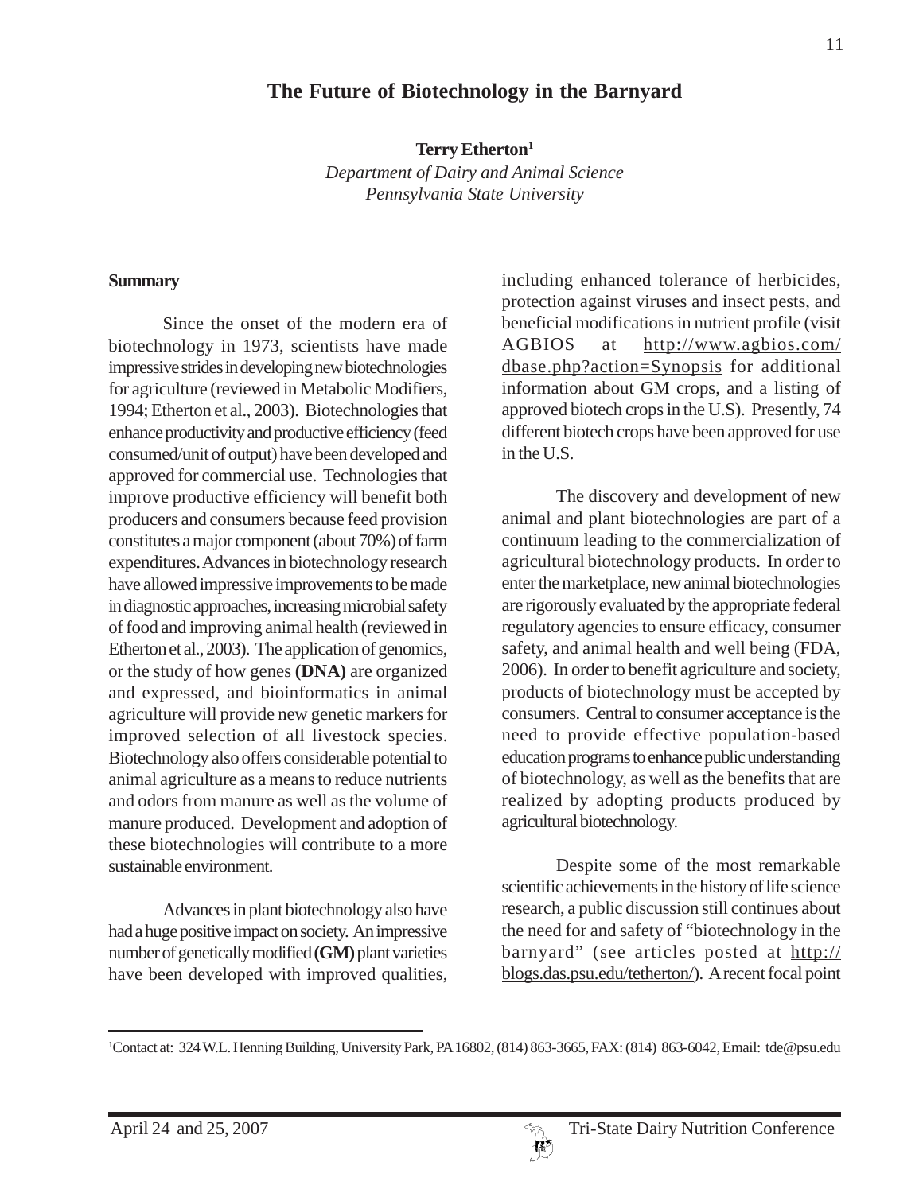# The Future of Biotechnology in the Barnyard

**Terry Etherton**[1]
*Department of Dairy and Animal Science*
*Pennsylvania State University*

## Summary

Since the onset of the modern era of biotechnology in 1973, scientists have made impressive strides in developing new biotechnologies for agriculture (reviewed in Metabolic Modifiers, 1994; Etherton et al., 2003). Biotechnologies that enhance productivity and productive efficiency (feed consumed/unit of output) have been developed and approved for commercial use. Technologies that improve productive efficiency will benefit both producers and consumers because feed provision constitutes a major component (about 70%) of farm expenditures. Advances in biotechnology research have allowed impressive improvements to be made in diagnostic approaches, increasing microbial safety of food and improving animal health (reviewed in Etherton et al., 2003). The application of genomics, or the study of how genes **(DNA)** are organized and expressed, and bioinformatics in animal agriculture will provide new genetic markers for improved selection of all livestock species. Biotechnology also offers considerable potential to animal agriculture as a means to reduce nutrients and odors from manure as well as the volume of manure produced. Development and adoption of these biotechnologies will contribute to a more sustainable environment.

Advances in plant biotechnology also have had a huge positive impact on society. An impressive number of genetically modified **(GM)** plant varieties have been developed with improved qualities, including enhanced tolerance of herbicides, protection against viruses and insect pests, and beneficial modifications in nutrient profile (visit AGBIOS at http://www.agbios.com/dbase.php?action=Synopsis for additional information about GM crops, and a listing of approved biotech crops in the U.S). Presently, 74 different biotech crops have been approved for use in the U.S.

The discovery and development of new animal and plant biotechnologies are part of a continuum leading to the commercialization of agricultural biotechnology products. In order to enter the marketplace, new animal biotechnologies are rigorously evaluated by the appropriate federal regulatory agencies to ensure efficacy, consumer safety, and animal health and well being (FDA, 2006). In order to benefit agriculture and society, products of biotechnology must be accepted by consumers. Central to consumer acceptance is the need to provide effective population-based education programs to enhance public understanding of biotechnology, as well as the benefits that are realized by adopting products produced by agricultural biotechnology.

Despite some of the most remarkable scientific achievements in the history of life science research, a public discussion still continues about the need for and safety of "biotechnology in the barnyard" (see articles posted at http://blogs.das.psu.edu/tetherton/). A recent focal point

---

[1]Contact at: 324 W.L. Henning Building, University Park, PA 16802, (814) 863-3665, FAX: (814) 863-6042, Email: tde@psu.edu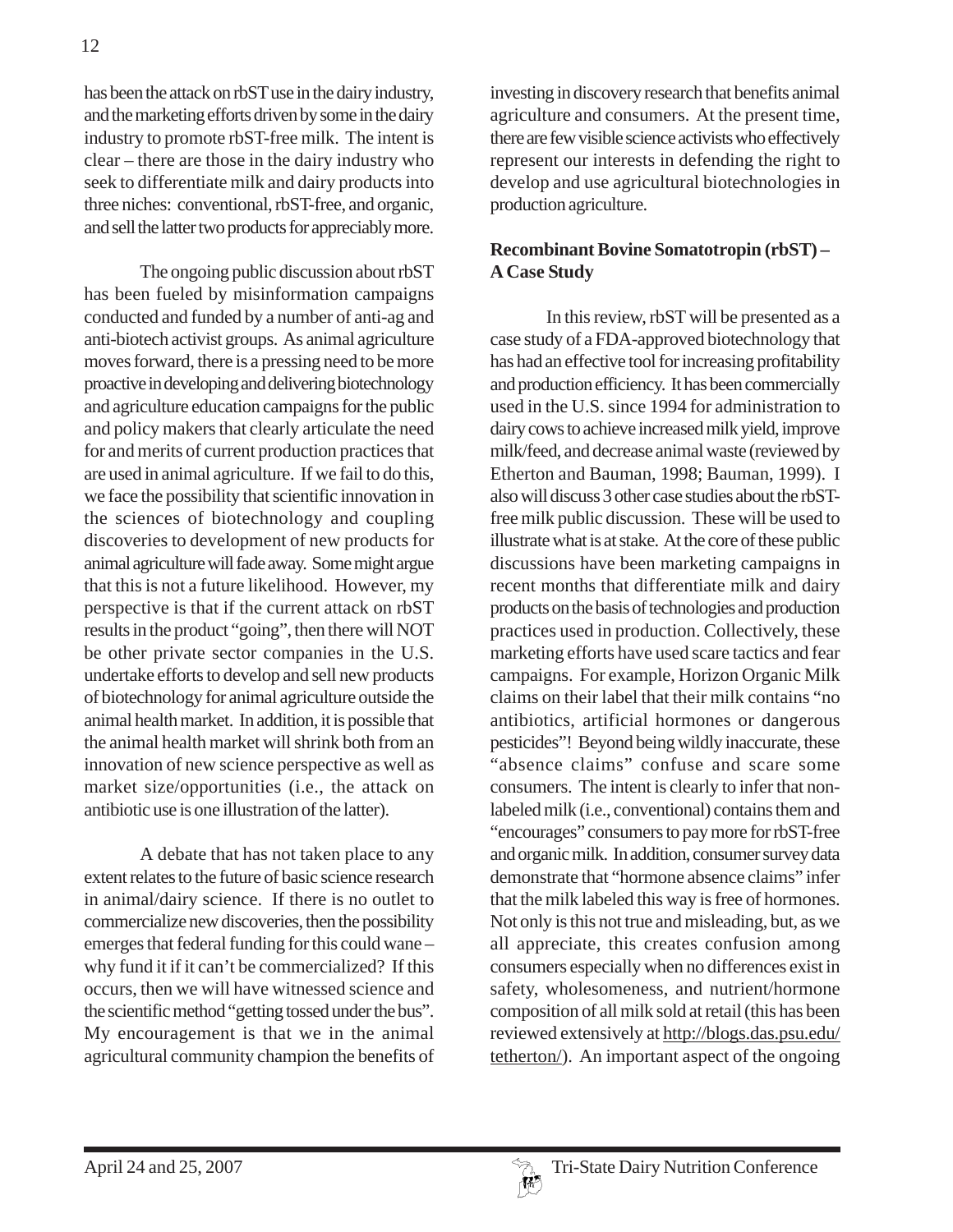has been the attack on rbST use in the dairy industry, and the marketing efforts driven by some in the dairy industry to promote rbST-free milk. The intent is clear – there are those in the dairy industry who seek to differentiate milk and dairy products into three niches: conventional, rbST-free, and organic, and sell the latter two products for appreciably more.

The ongoing public discussion about rbST has been fueled by misinformation campaigns conducted and funded by a number of anti-ag and anti-biotech activist groups. As animal agriculture moves forward, there is a pressing need to be more proactive in developing and delivering biotechnology and agriculture education campaigns for the public and policy makers that clearly articulate the need for and merits of current production practices that are used in animal agriculture. If we fail to do this, we face the possibility that scientific innovation in the sciences of biotechnology and coupling discoveries to development of new products for animal agriculture will fade away. Some might argue that this is not a future likelihood. However, my perspective is that if the current attack on rbST results in the product "going", then there will NOT be other private sector companies in the U.S. undertake efforts to develop and sell new products of biotechnology for animal agriculture outside the animal health market. In addition, it is possible that the animal health market will shrink both from an innovation of new science perspective as well as market size/opportunities (i.e., the attack on antibiotic use is one illustration of the latter).

A debate that has not taken place to any extent relates to the future of basic science research in animal/dairy science. If there is no outlet to commercialize new discoveries, then the possibility emerges that federal funding for this could wane – why fund it if it can't be commercialized? If this occurs, then we will have witnessed science and the scientific method "getting tossed under the bus". My encouragement is that we in the animal agricultural community champion the benefits of investing in discovery research that benefits animal agriculture and consumers. At the present time, there are few visible science activists who effectively represent our interests in defending the right to develop and use agricultural biotechnologies in production agriculture.

**Recombinant Bovine Somatotropin (rbST) – A Case Study**

In this review, rbST will be presented as a case study of a FDA-approved biotechnology that has had an effective tool for increasing profitability and production efficiency. It has been commercially used in the U.S. since 1994 for administration to dairy cows to achieve increased milk yield, improve milk/feed, and decrease animal waste (reviewed by Etherton and Bauman, 1998; Bauman, 1999). I also will discuss 3 other case studies about the rbST-free milk public discussion. These will be used to illustrate what is at stake. At the core of these public discussions have been marketing campaigns in recent months that differentiate milk and dairy products on the basis of technologies and production practices used in production. Collectively, these marketing efforts have used scare tactics and fear campaigns. For example, Horizon Organic Milk claims on their label that their milk contains "no antibiotics, artificial hormones or dangerous pesticides"! Beyond being wildly inaccurate, these "absence claims" confuse and scare some consumers. The intent is clearly to infer that non-labeled milk (i.e., conventional) contains them and "encourages" consumers to pay more for rbST-free and organic milk. In addition, consumer survey data demonstrate that "hormone absence claims" infer that the milk labeled this way is free of hormones. Not only is this not true and misleading, but, as we all appreciate, this creates confusion among consumers especially when no differences exist in safety, wholesomeness, and nutrient/hormone composition of all milk sold at retail (this has been reviewed extensively at http://blogs.das.psu.edu/tetherton/). An important aspect of the ongoing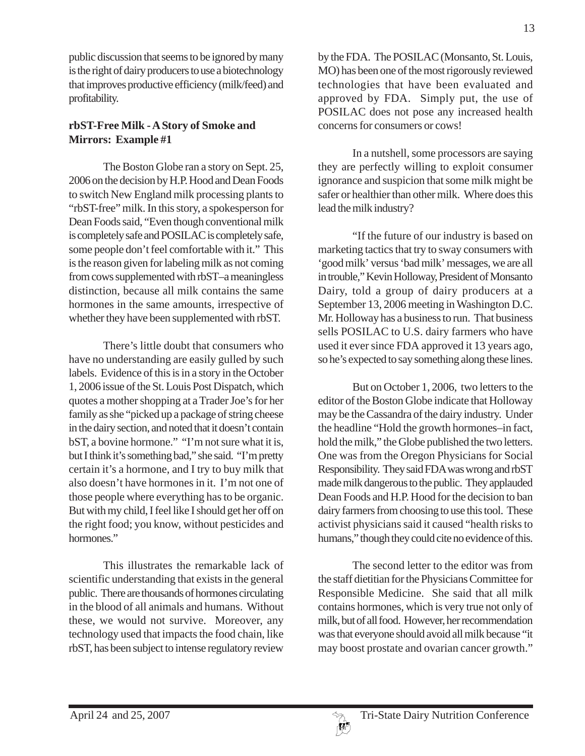public discussion that seems to be ignored by many is the right of dairy producers to use a biotechnology that improves productive efficiency (milk/feed) and profitability.

**rbST-Free Milk - A Story of Smoke and Mirrors: Example #1**

The Boston Globe ran a story on Sept. 25, 2006 on the decision by H.P. Hood and Dean Foods to switch New England milk processing plants to "rbST-free" milk. In this story, a spokesperson for Dean Foods said, "Even though conventional milk is completely safe and POSILAC is completely safe, some people don't feel comfortable with it." This is the reason given for labeling milk as not coming from cows supplemented with rbST–a meaningless distinction, because all milk contains the same hormones in the same amounts, irrespective of whether they have been supplemented with rbST.

There's little doubt that consumers who have no understanding are easily gulled by such labels. Evidence of this is in a story in the October 1, 2006 issue of the St. Louis Post Dispatch, which quotes a mother shopping at a Trader Joe's for her family as she "picked up a package of string cheese in the dairy section, and noted that it doesn't contain bST, a bovine hormone." "I'm not sure what it is, but I think it's something bad," she said. "I'm pretty certain it's a hormone, and I try to buy milk that also doesn't have hormones in it. I'm not one of those people where everything has to be organic. But with my child, I feel like I should get her off on the right food; you know, without pesticides and hormones."

This illustrates the remarkable lack of scientific understanding that exists in the general public. There are thousands of hormones circulating in the blood of all animals and humans. Without these, we would not survive. Moreover, any technology used that impacts the food chain, like rbST, has been subject to intense regulatory review by the FDA. The POSILAC (Monsanto, St. Louis, MO) has been one of the most rigorously reviewed technologies that have been evaluated and approved by FDA. Simply put, the use of POSILAC does not pose any increased health concerns for consumers or cows!

In a nutshell, some processors are saying they are perfectly willing to exploit consumer ignorance and suspicion that some milk might be safer or healthier than other milk. Where does this lead the milk industry?

"If the future of our industry is based on marketing tactics that try to sway consumers with 'good milk' versus 'bad milk' messages, we are all in trouble," Kevin Holloway, President of Monsanto Dairy, told a group of dairy producers at a September 13, 2006 meeting in Washington D.C. Mr. Holloway has a business to run. That business sells POSILAC to U.S. dairy farmers who have used it ever since FDA approved it 13 years ago, so he's expected to say something along these lines.

But on October 1, 2006, two letters to the editor of the Boston Globe indicate that Holloway may be the Cassandra of the dairy industry. Under the headline "Hold the growth hormones–in fact, hold the milk," the Globe published the two letters. One was from the Oregon Physicians for Social Responsibility. They said FDA was wrong and rbST made milk dangerous to the public. They applauded Dean Foods and H.P. Hood for the decision to ban dairy farmers from choosing to use this tool. These activist physicians said it caused "health risks to humans," though they could cite no evidence of this.

The second letter to the editor was from the staff dietitian for the Physicians Committee for Responsible Medicine. She said that all milk contains hormones, which is very true not only of milk, but of all food. However, her recommendation was that everyone should avoid all milk because "it may boost prostate and ovarian cancer growth."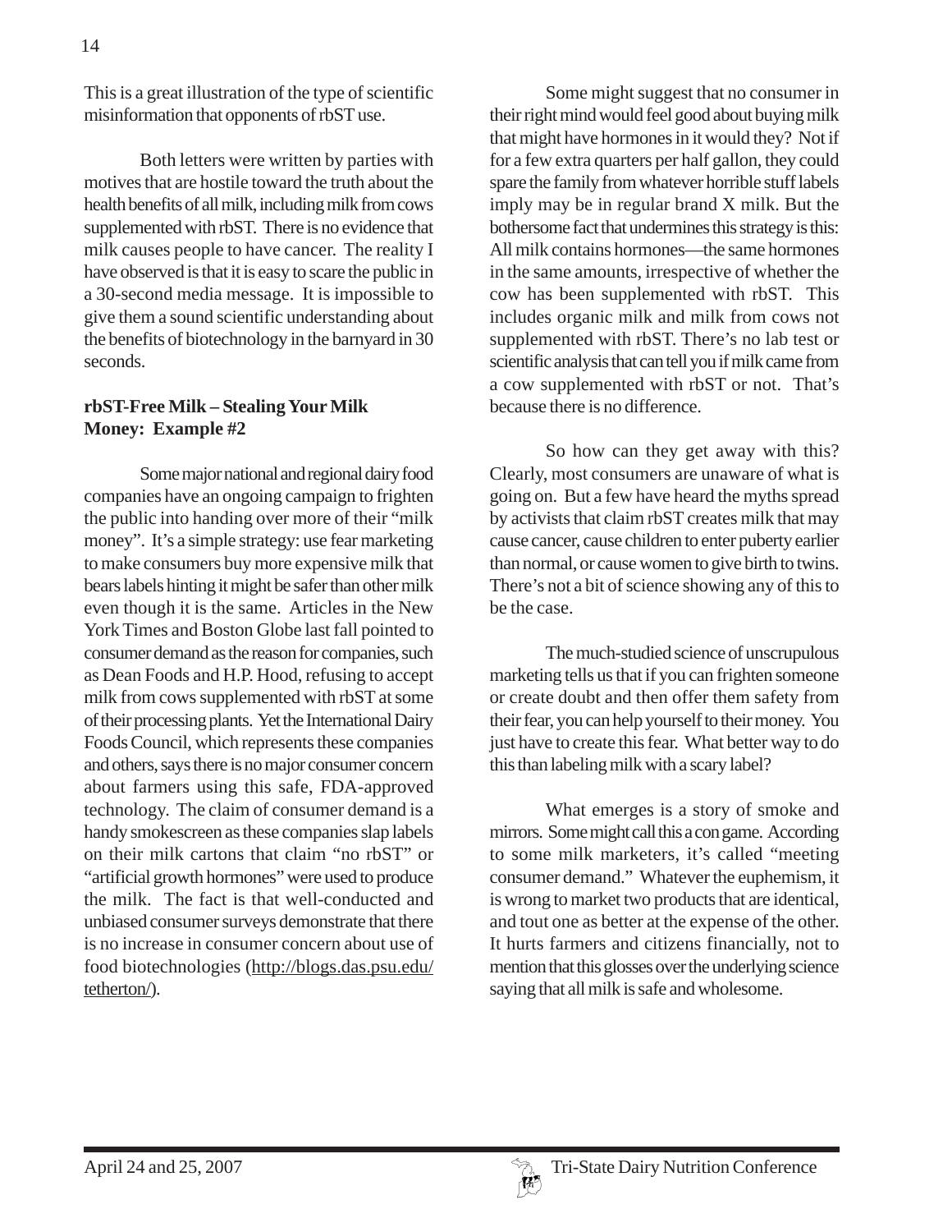This is a great illustration of the type of scientific misinformation that opponents of rbST use.

Both letters were written by parties with motives that are hostile toward the truth about the health benefits of all milk, including milk from cows supplemented with rbST. There is no evidence that milk causes people to have cancer. The reality I have observed is that it is easy to scare the public in a 30-second media message. It is impossible to give them a sound scientific understanding about the benefits of biotechnology in the barnyard in 30 seconds.

**rbST-Free Milk – Stealing Your Milk Money: Example #2**

Some major national and regional dairy food companies have an ongoing campaign to frighten the public into handing over more of their "milk money". It's a simple strategy: use fear marketing to make consumers buy more expensive milk that bears labels hinting it might be safer than other milk even though it is the same. Articles in the New York Times and Boston Globe last fall pointed to consumer demand as the reason for companies, such as Dean Foods and H.P. Hood, refusing to accept milk from cows supplemented with rbST at some of their processing plants. Yet the International Dairy Foods Council, which represents these companies and others, says there is no major consumer concern about farmers using this safe, FDA-approved technology. The claim of consumer demand is a handy smokescreen as these companies slap labels on their milk cartons that claim "no rbST" or "artificial growth hormones" were used to produce the milk. The fact is that well-conducted and unbiased consumer surveys demonstrate that there is no increase in consumer concern about use of food biotechnologies (http://blogs.das.psu.edu/tetherton/).

Some might suggest that no consumer in their right mind would feel good about buying milk that might have hormones in it would they? Not if for a few extra quarters per half gallon, they could spare the family from whatever horrible stuff labels imply may be in regular brand X milk. But the bothersome fact that undermines this strategy is this: All milk contains hormones—the same hormones in the same amounts, irrespective of whether the cow has been supplemented with rbST. This includes organic milk and milk from cows not supplemented with rbST. There's no lab test or scientific analysis that can tell you if milk came from a cow supplemented with rbST or not. That's because there is no difference.

So how can they get away with this? Clearly, most consumers are unaware of what is going on. But a few have heard the myths spread by activists that claim rbST creates milk that may cause cancer, cause children to enter puberty earlier than normal, or cause women to give birth to twins. There's not a bit of science showing any of this to be the case.

The much-studied science of unscrupulous marketing tells us that if you can frighten someone or create doubt and then offer them safety from their fear, you can help yourself to their money. You just have to create this fear. What better way to do this than labeling milk with a scary label?

What emerges is a story of smoke and mirrors. Some might call this a con game. According to some milk marketers, it's called "meeting consumer demand." Whatever the euphemism, it is wrong to market two products that are identical, and tout one as better at the expense of the other. It hurts farmers and citizens financially, not to mention that this glosses over the underlying science saying that all milk is safe and wholesome.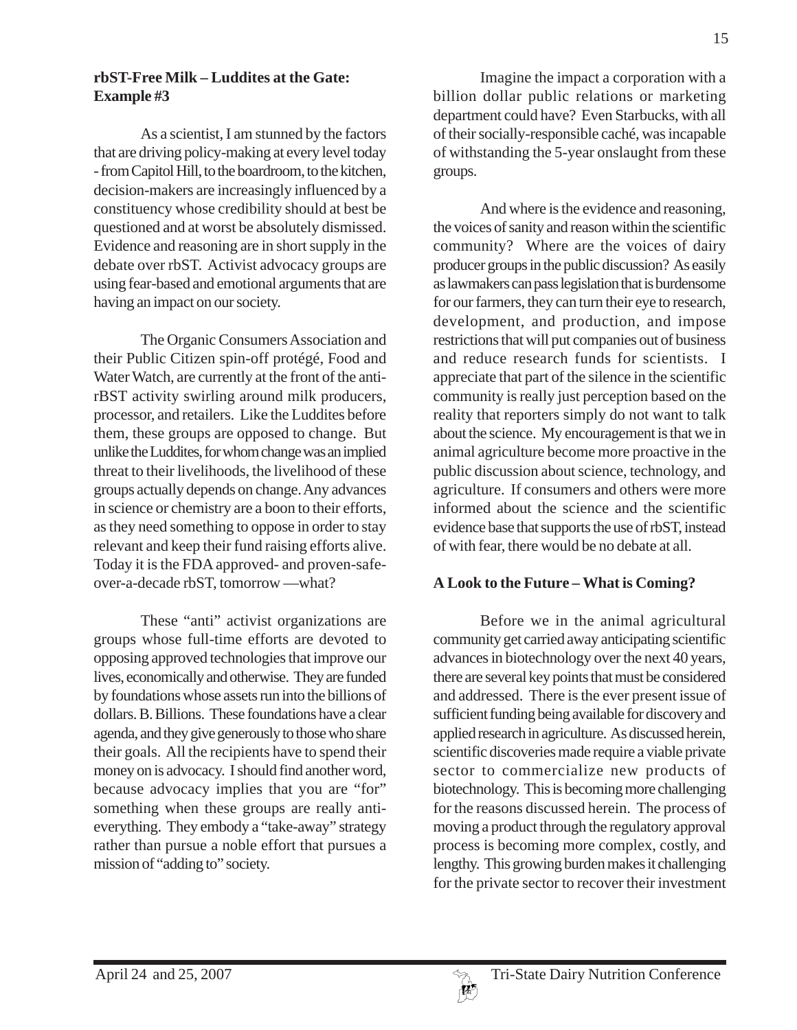**rbST-Free Milk – Luddites at the Gate: Example #3**

As a scientist, I am stunned by the factors that are driving policy-making at every level today - from Capitol Hill, to the boardroom, to the kitchen, decision-makers are increasingly influenced by a constituency whose credibility should at best be questioned and at worst be absolutely dismissed. Evidence and reasoning are in short supply in the debate over rbST. Activist advocacy groups are using fear-based and emotional arguments that are having an impact on our society.

The Organic Consumers Association and their Public Citizen spin-off protégé, Food and Water Watch, are currently at the front of the anti-rBST activity swirling around milk producers, processor, and retailers. Like the Luddites before them, these groups are opposed to change. But unlike the Luddites, for whom change was an implied threat to their livelihoods, the livelihood of these groups actually depends on change. Any advances in science or chemistry are a boon to their efforts, as they need something to oppose in order to stay relevant and keep their fund raising efforts alive. Today it is the FDA approved- and proven-safe-over-a-decade rbST, tomorrow —what?

These "anti" activist organizations are groups whose full-time efforts are devoted to opposing approved technologies that improve our lives, economically and otherwise. They are funded by foundations whose assets run into the billions of dollars. B. Billions. These foundations have a clear agenda, and they give generously to those who share their goals. All the recipients have to spend their money on is advocacy. I should find another word, because advocacy implies that you are "for" something when these groups are really anti-everything. They embody a "take-away" strategy rather than pursue a noble effort that pursues a mission of "adding to" society.

Imagine the impact a corporation with a billion dollar public relations or marketing department could have? Even Starbucks, with all of their socially-responsible caché, was incapable of withstanding the 5-year onslaught from these groups.

And where is the evidence and reasoning, the voices of sanity and reason within the scientific community? Where are the voices of dairy producer groups in the public discussion? As easily as lawmakers can pass legislation that is burdensome for our farmers, they can turn their eye to research, development, and production, and impose restrictions that will put companies out of business and reduce research funds for scientists. I appreciate that part of the silence in the scientific community is really just perception based on the reality that reporters simply do not want to talk about the science. My encouragement is that we in animal agriculture become more proactive in the public discussion about science, technology, and agriculture. If consumers and others were more informed about the science and the scientific evidence base that supports the use of rbST, instead of with fear, there would be no debate at all.

**A Look to the Future – What is Coming?**

Before we in the animal agricultural community get carried away anticipating scientific advances in biotechnology over the next 40 years, there are several key points that must be considered and addressed. There is the ever present issue of sufficient funding being available for discovery and applied research in agriculture. As discussed herein, scientific discoveries made require a viable private sector to commercialize new products of biotechnology. This is becoming more challenging for the reasons discussed herein. The process of moving a product through the regulatory approval process is becoming more complex, costly, and lengthy. This growing burden makes it challenging for the private sector to recover their investment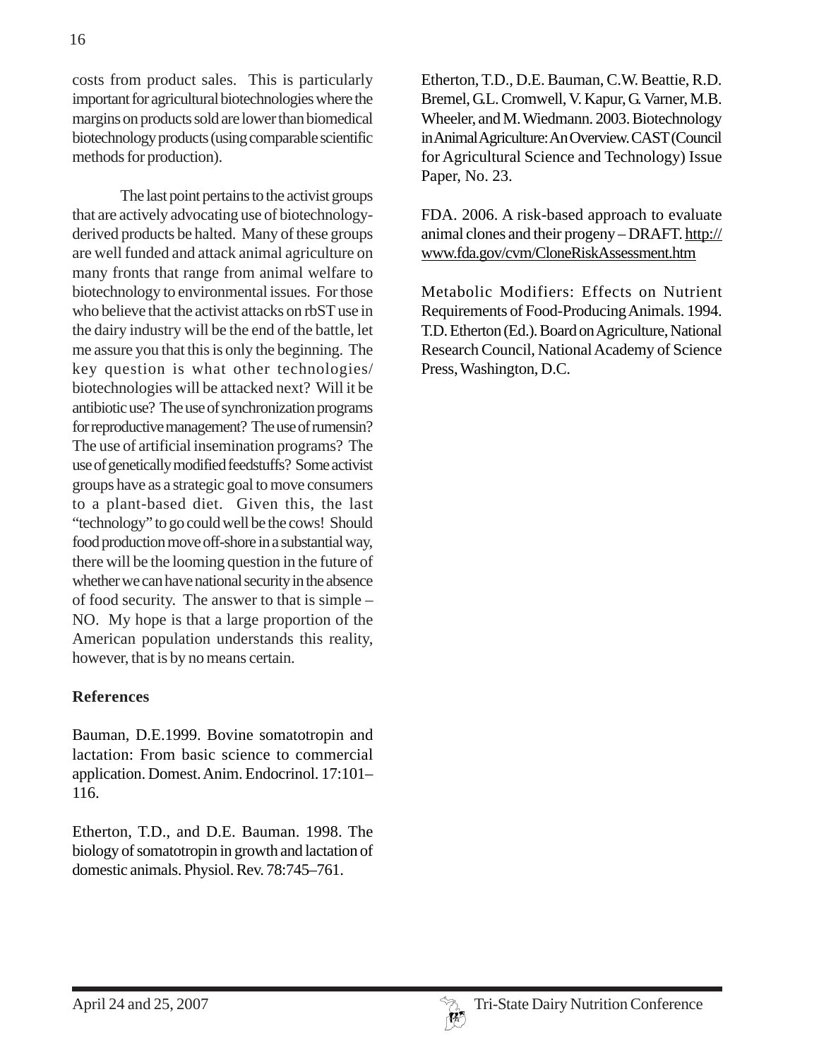costs from product sales. This is particularly important for agricultural biotechnologies where the margins on products sold are lower than biomedical biotechnology products (using comparable scientific methods for production).

The last point pertains to the activist groups that are actively advocating use of biotechnology-derived products be halted. Many of these groups are well funded and attack animal agriculture on many fronts that range from animal welfare to biotechnology to environmental issues. For those who believe that the activist attacks on rbST use in the dairy industry will be the end of the battle, let me assure you that this is only the beginning. The key question is what other technologies/biotechnologies will be attacked next? Will it be antibiotic use? The use of synchronization programs for reproductive management? The use of rumensin? The use of artificial insemination programs? The use of genetically modified feedstuffs? Some activist groups have as a strategic goal to move consumers to a plant-based diet. Given this, the last "technology" to go could well be the cows! Should food production move off-shore in a substantial way, there will be the looming question in the future of whether we can have national security in the absence of food security. The answer to that is simple – NO. My hope is that a large proportion of the American population understands this reality, however, that is by no means certain.

## References

Bauman, D.E.1999. Bovine somatotropin and lactation: From basic science to commercial application. Domest. Anim. Endocrinol. 17:101–116.

Etherton, T.D., and D.E. Bauman. 1998. The biology of somatotropin in growth and lactation of domestic animals. Physiol. Rev. 78:745–761.

Etherton, T.D., D.E. Bauman, C.W. Beattie, R.D. Bremel, G.L. Cromwell, V. Kapur, G. Varner, M.B. Wheeler, and M. Wiedmann. 2003. Biotechnology in Animal Agriculture: An Overview. CAST (Council for Agricultural Science and Technology) Issue Paper, No. 23.

FDA. 2006. A risk-based approach to evaluate animal clones and their progeny – DRAFT. http://www.fda.gov/cvm/CloneRiskAssessment.htm

Metabolic Modifiers: Effects on Nutrient Requirements of Food-Producing Animals. 1994. T.D. Etherton (Ed.). Board on Agriculture, National Research Council, National Academy of Science Press, Washington, D.C.